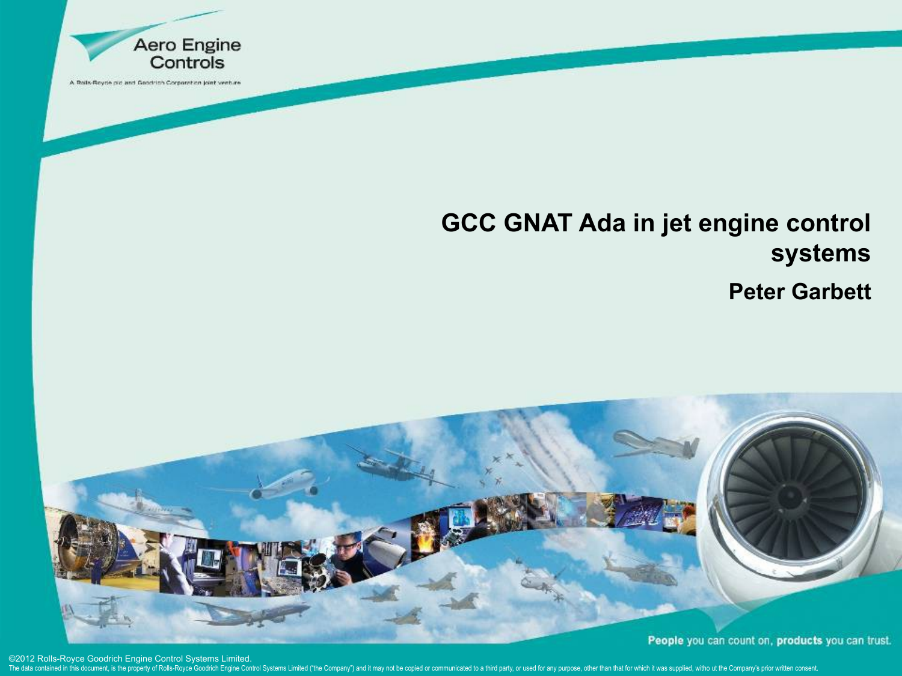Aero Engine Controls

A Rolls-Royce plc and Goodrich Corporation joint venture

# GCC GNAT Ada in jet engine control systems

**Peter Garbett**

People you can count on, products you can trust.

©2012 Rolls-Royce Goodrich Engine Control Systems Limited.

The data contained in this document, is the property of Rolls-Royce Goodrich Engine Control Systems Limited ("the Company") and it may not be copied or communicated to a third party, or used for any purpose, other than that for which it was supplied, witho ut the Company's prior written consent.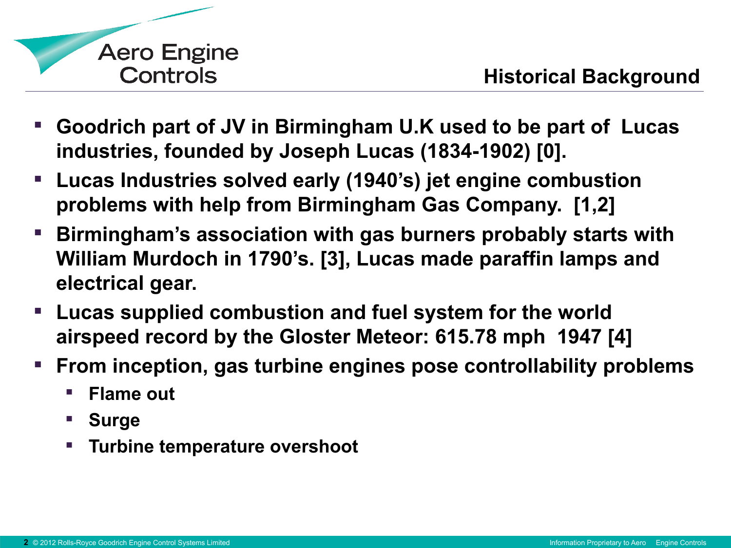## Historical Background

- Goodrich part of JV in Birmingham U.K used to be part of Lucas industries, founded by Joseph Lucas (1834-1902) [0].
- Lucas Industries solved early (1940's) jet engine combustion problems with help from Birmingham Gas Company. [1,2]
- Birmingham's association with gas burners probably starts with William Murdoch in 1790's. [3], Lucas made paraffin lamps and electrical gear.
- Lucas supplied combustion and fuel system for the world airspeed record by the Gloster Meteor: 615.78 mph 1947 [4]
- From inception, gas turbine engines pose controllability problems
  - Flame out
  - Surge
  - Turbine temperature overshoot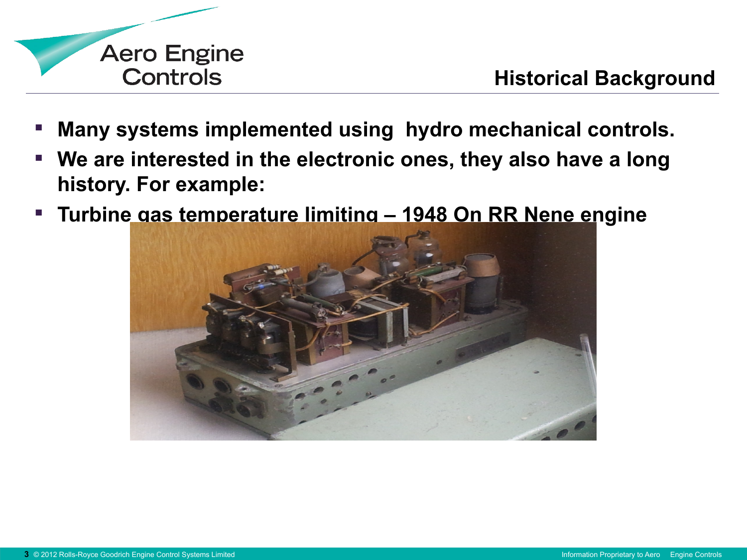## Historical Background

- **Many systems implemented using hydro mechanical controls.**
- **We are interested in the electronic ones, they also have a long history. For example:**
- **Turbine gas temperature limiting – 1948 On RR Nene engine**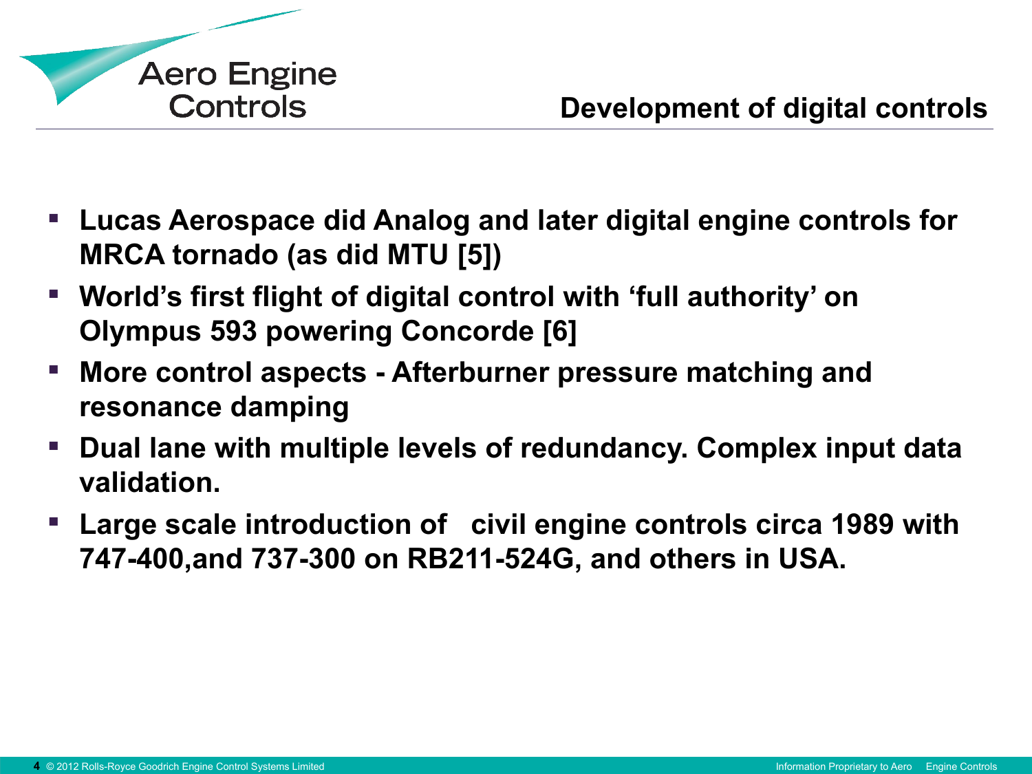# Development of digital controls

- **Lucas Aerospace did Analog and later digital engine controls for MRCA tornado (as did MTU [5])**
- **World's first flight of digital control with 'full authority' on Olympus 593 powering Concorde [6]**
- **More control aspects - Afterburner pressure matching and resonance damping**
- **Dual lane with multiple levels of redundancy. Complex input data validation.**
- **Large scale introduction of civil engine controls circa 1989 with 747-400,and 737-300 on RB211-524G, and others in USA.**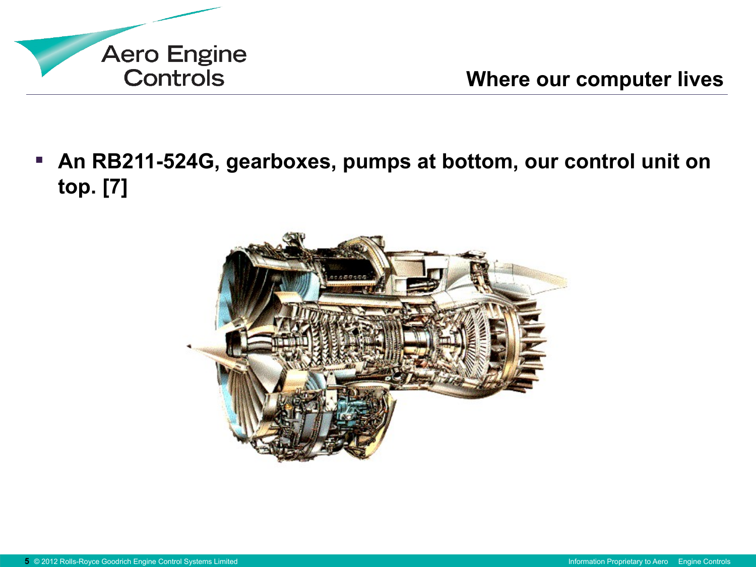## Where our computer lives

- **An RB211-524G, gearboxes, pumps at bottom, our control unit on top. [7]**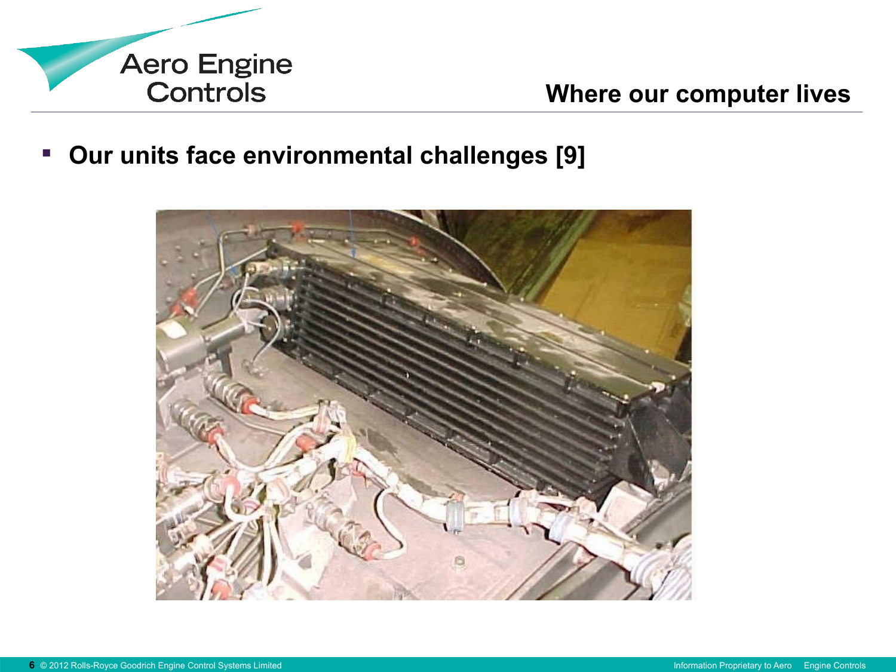## Where our computer lives

- **Our units face environmental challenges [9]**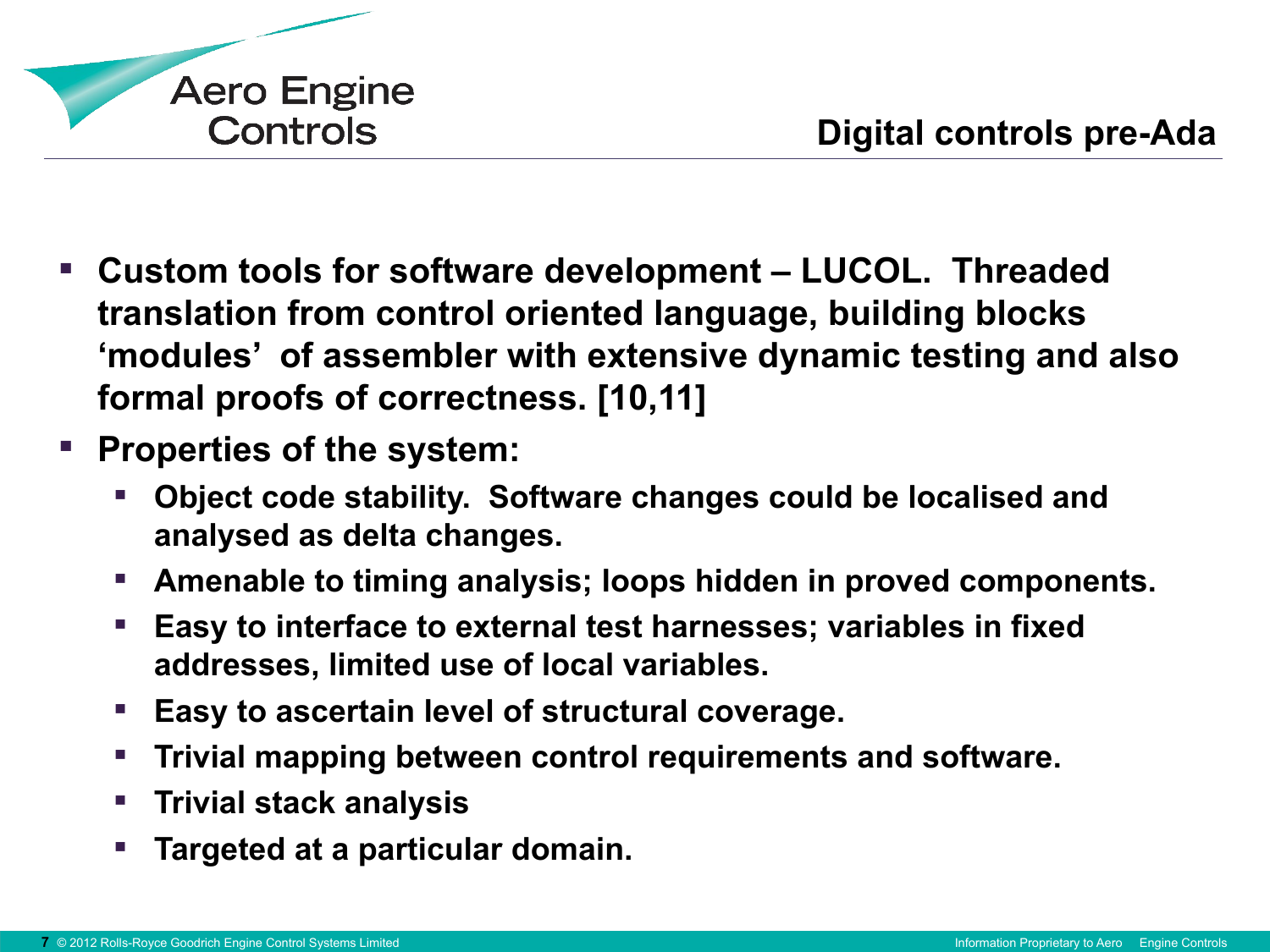## Digital controls pre-Ada

- Custom tools for software development – LUCOL. Threaded translation from control oriented language, building blocks 'modules' of assembler with extensive dynamic testing and also formal proofs of correctness. [10,11]
- Properties of the system:
  - Object code stability. Software changes could be localised and analysed as delta changes.
  - Amenable to timing analysis; loops hidden in proved components.
  - Easy to interface to external test harnesses; variables in fixed addresses, limited use of local variables.
  - Easy to ascertain level of structural coverage.
  - Trivial mapping between control requirements and software.
  - Trivial stack analysis
  - Targeted at a particular domain.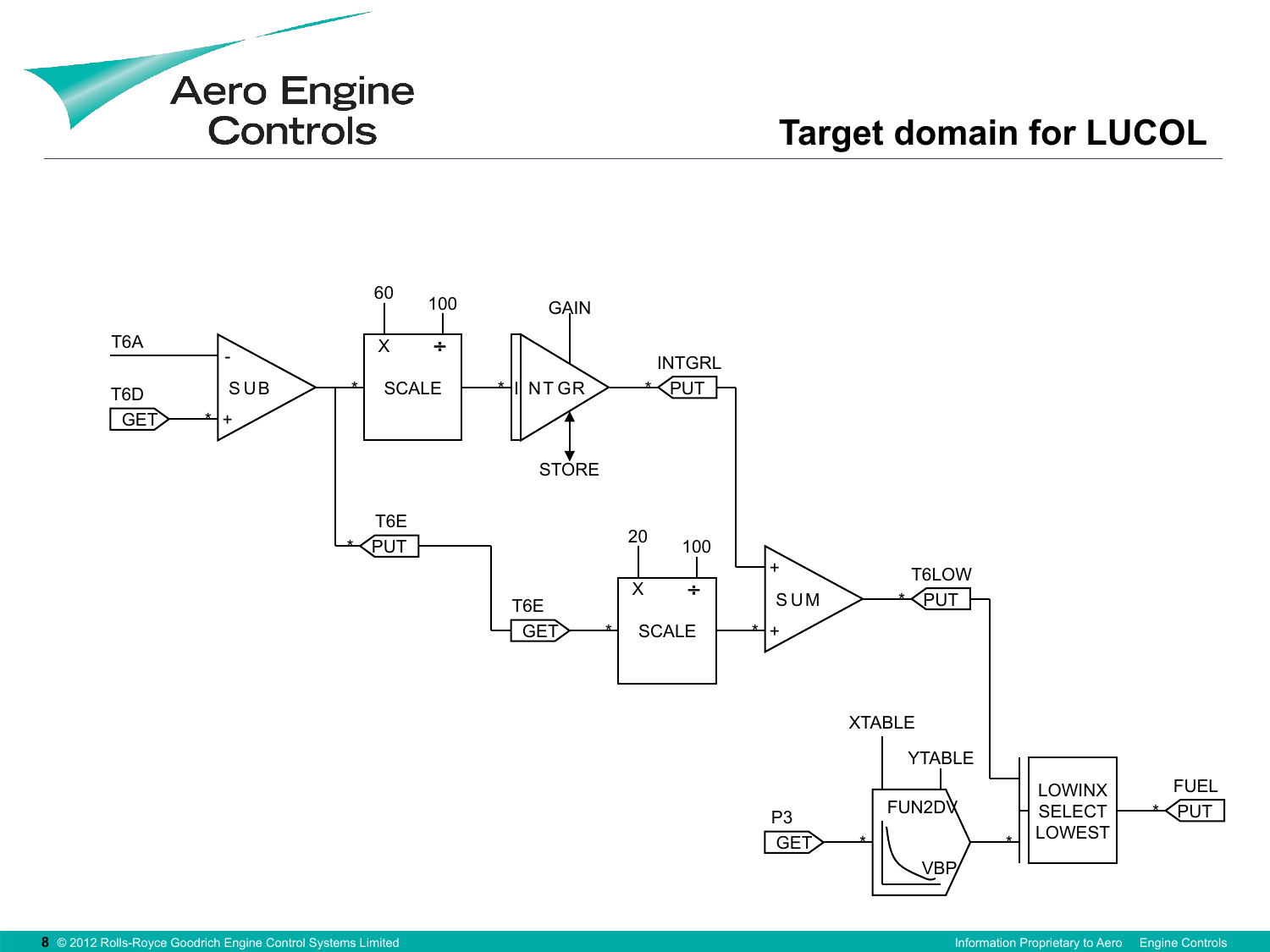# Target domain for LUCOL

T6A

T6D

GET

SUB

60

100

X

÷

SCALE

GAIN

INTGR

STORE

INTGRL

PUT

T6E

PUT

T6E

GET

20

100

X

÷

SCALE

SUM

T6LOW

PUT

XTABLE

YTABLE

FUN2DV

VBP

P3

GET

LOWINX SELECT LOWEST

FUEL

PUT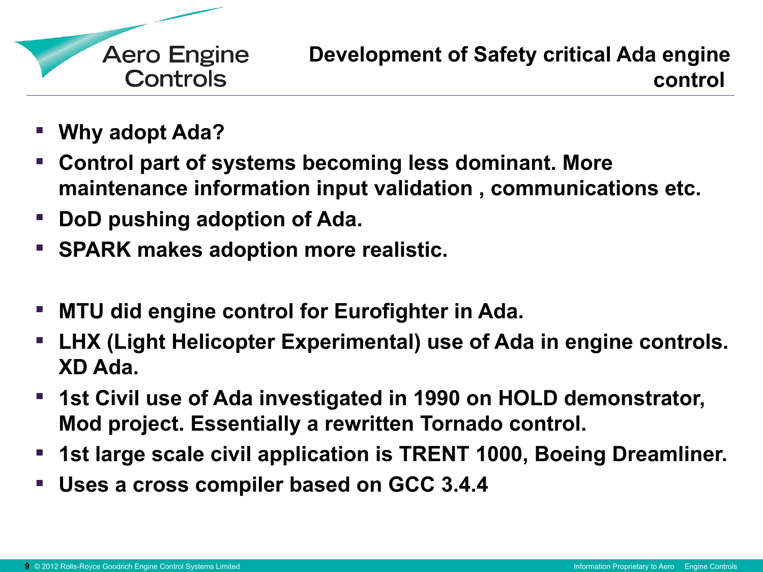## Development of Safety critical Ada engine control

- **Why adopt Ada?**
- **Control part of systems becoming less dominant. More maintenance information input validation , communications etc.**
- **DoD pushing adoption of Ada.**
- **SPARK makes adoption more realistic.**

- **MTU did engine control for Eurofighter in Ada.**
- **LHX (Light Helicopter Experimental) use of Ada in engine controls. XD Ada.**
- **1st Civil use of Ada investigated in 1990 on HOLD demonstrator, Mod project. Essentially a rewritten Tornado control.**
- **1st large scale civil application is TRENT 1000, Boeing Dreamliner.**
- **Uses a cross compiler based on GCC 3.4.4**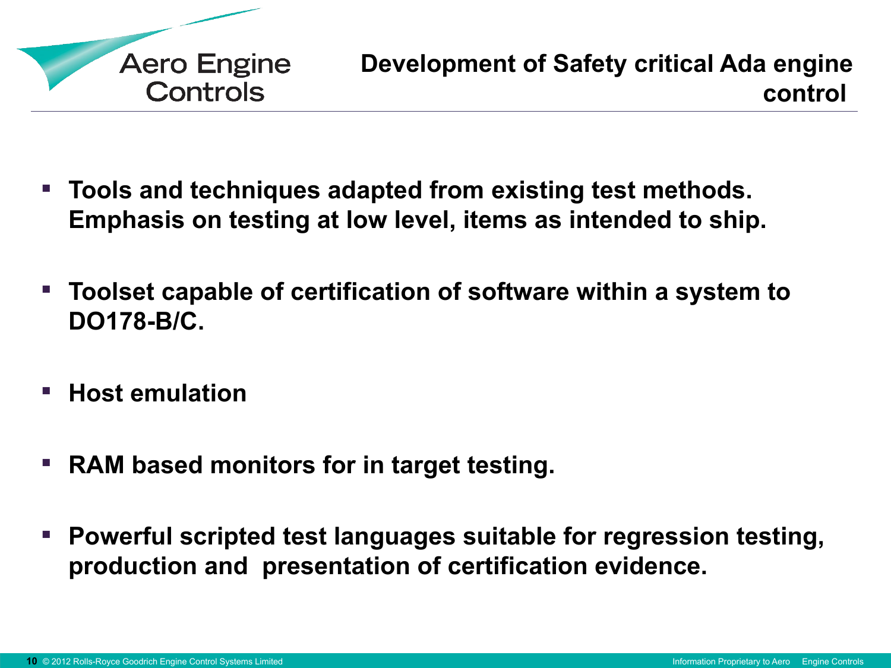## Development of Safety critical Ada engine control

- **Tools and techniques adapted from existing test methods. Emphasis on testing at low level, items as intended to ship.**
- **Toolset capable of certification of software within a system to DO178-B/C.**
- **Host emulation**
- **RAM based monitors for in target testing.**
- **Powerful scripted test languages suitable for regression testing, production and presentation of certification evidence.**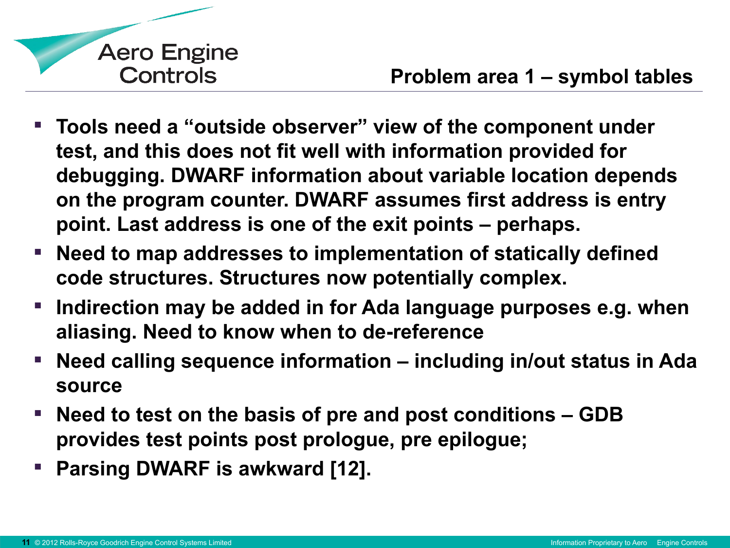## Problem area 1 – symbol tables

- **Tools need a "outside observer" view of the component under test, and this does not fit well with information provided for debugging. DWARF information about variable location depends on the program counter. DWARF assumes first address is entry point. Last address is one of the exit points – perhaps.**
- **Need to map addresses to implementation of statically defined code structures. Structures now potentially complex.**
- **Indirection may be added in for Ada language purposes e.g. when aliasing. Need to know when to de-reference**
- **Need calling sequence information – including in/out status in Ada source**
- **Need to test on the basis of pre and post conditions – GDB provides test points post prologue, pre epilogue;**
- **Parsing DWARF is awkward [12].**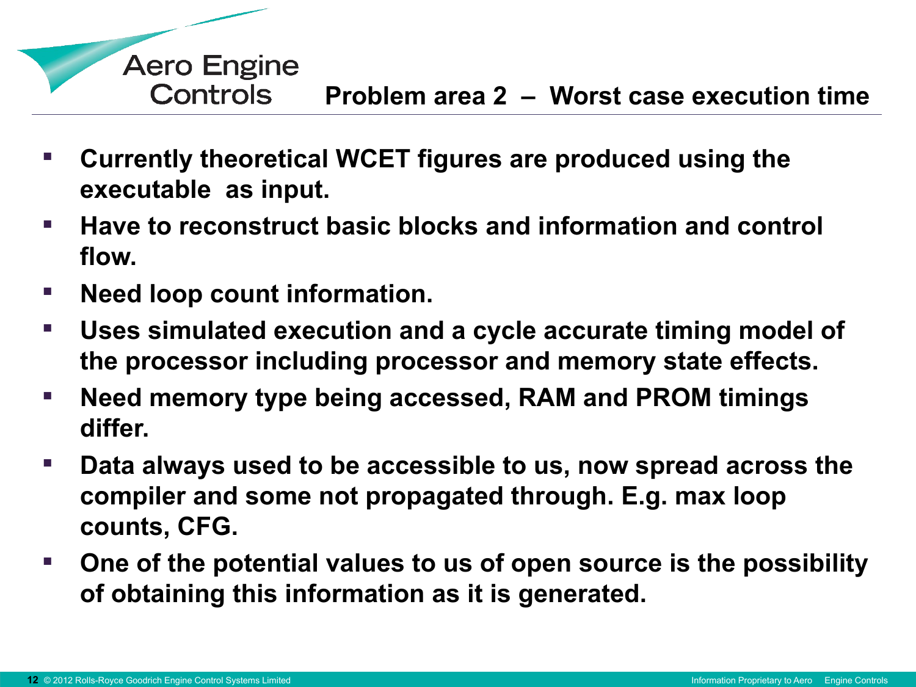## Problem area 2 – Worst case execution time

- Currently theoretical WCET figures are produced using the executable as input.
- Have to reconstruct basic blocks and information and control flow.
- Need loop count information.
- Uses simulated execution and a cycle accurate timing model of the processor including processor and memory state effects.
- Need memory type being accessed, RAM and PROM timings differ.
- Data always used to be accessible to us, now spread across the compiler and some not propagated through. E.g. max loop counts, CFG.
- One of the potential values to us of open source is the possibility of obtaining this information as it is generated.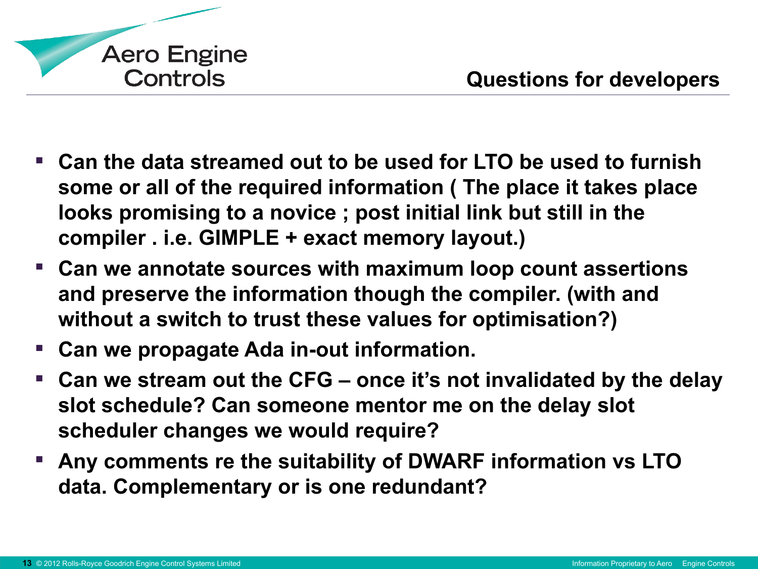## Questions for developers

- **Can the data streamed out to be used for LTO be used to furnish some or all of the required information ( The place it takes place looks promising to a novice ; post initial link but still in the compiler . i.e. GIMPLE + exact memory layout.)**
- **Can we annotate sources with maximum loop count assertions and preserve the information though the compiler. (with and without a switch to trust these values for optimisation?)**
- **Can we propagate Ada in-out information.**
- **Can we stream out the CFG – once it's not invalidated by the delay slot schedule? Can someone mentor me on the delay slot scheduler changes we would require?**
- **Any comments re the suitability of DWARF information vs LTO data. Complementary or is one redundant?**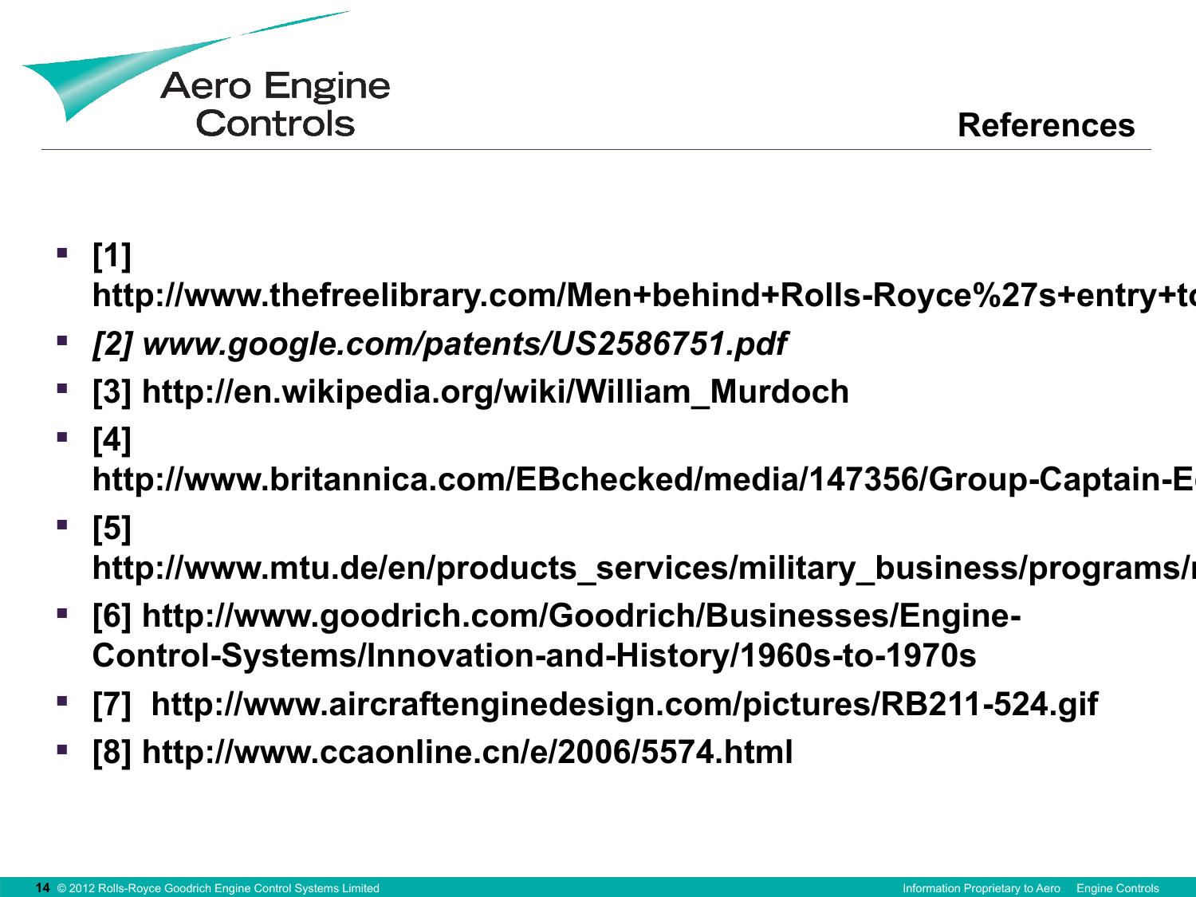# References

- **[1] http://www.thefreelibrary.com/Men+behind+Rolls-Royce%27s+entry+to**
- ***[2] www.google.com/patents/US2586751.pdf***
- **[3] http://en.wikipedia.org/wiki/William_Murdoch**
- **[4] http://www.britannica.com/EBchecked/media/147356/Group-Captain-E**
- **[5] http://www.mtu.de/en/products_services/military_business/programs/**
- **[6] http://www.goodrich.com/Goodrich/Businesses/Engine-Control-Systems/Innovation-and-History/1960s-to-1970s**
- **[7] http://www.aircraftenginedesign.com/pictures/RB211-524.gif**
- **[8] http://www.ccaonline.cn/e/2006/5574.html**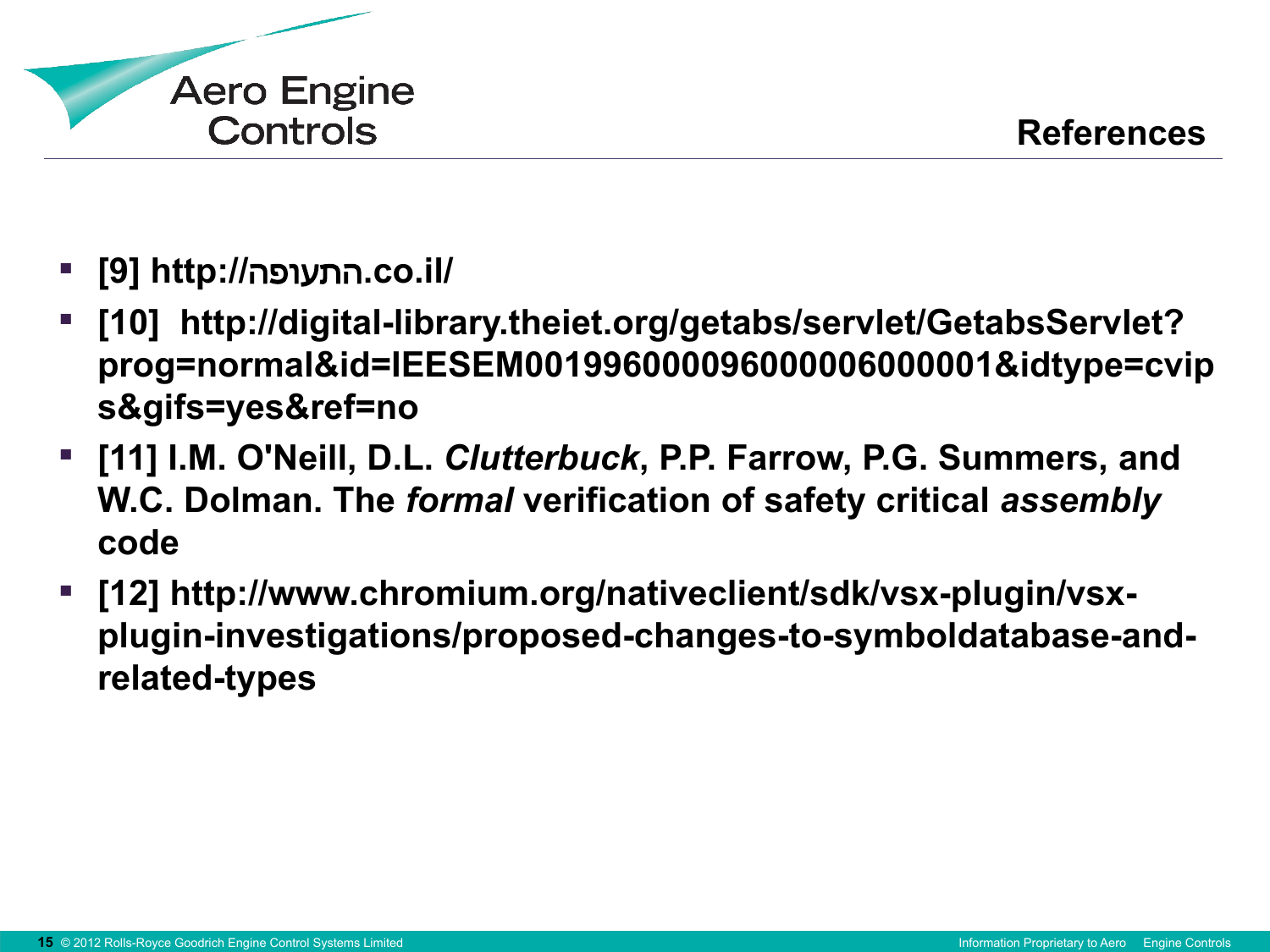## References

- **[9] http://התעופה.co.il/**
- **[10] http://digital-library.theiet.org/getabs/servlet/GetabsServlet?prog=normal&id=IEESEM001996000096000006000001&idtype=cvips&gifs=yes&ref=no**
- **[11] I.M. O'Neill, D.L. *Clutterbuck*, P.P. Farrow, P.G. Summers, and W.C. Dolman. The *formal* verification of safety critical *assembly* code**
- **[12] http://www.chromium.org/nativeclient/sdk/vsx-plugin/vsx-plugin-investigations/proposed-changes-to-symboldatabase-and-related-types**